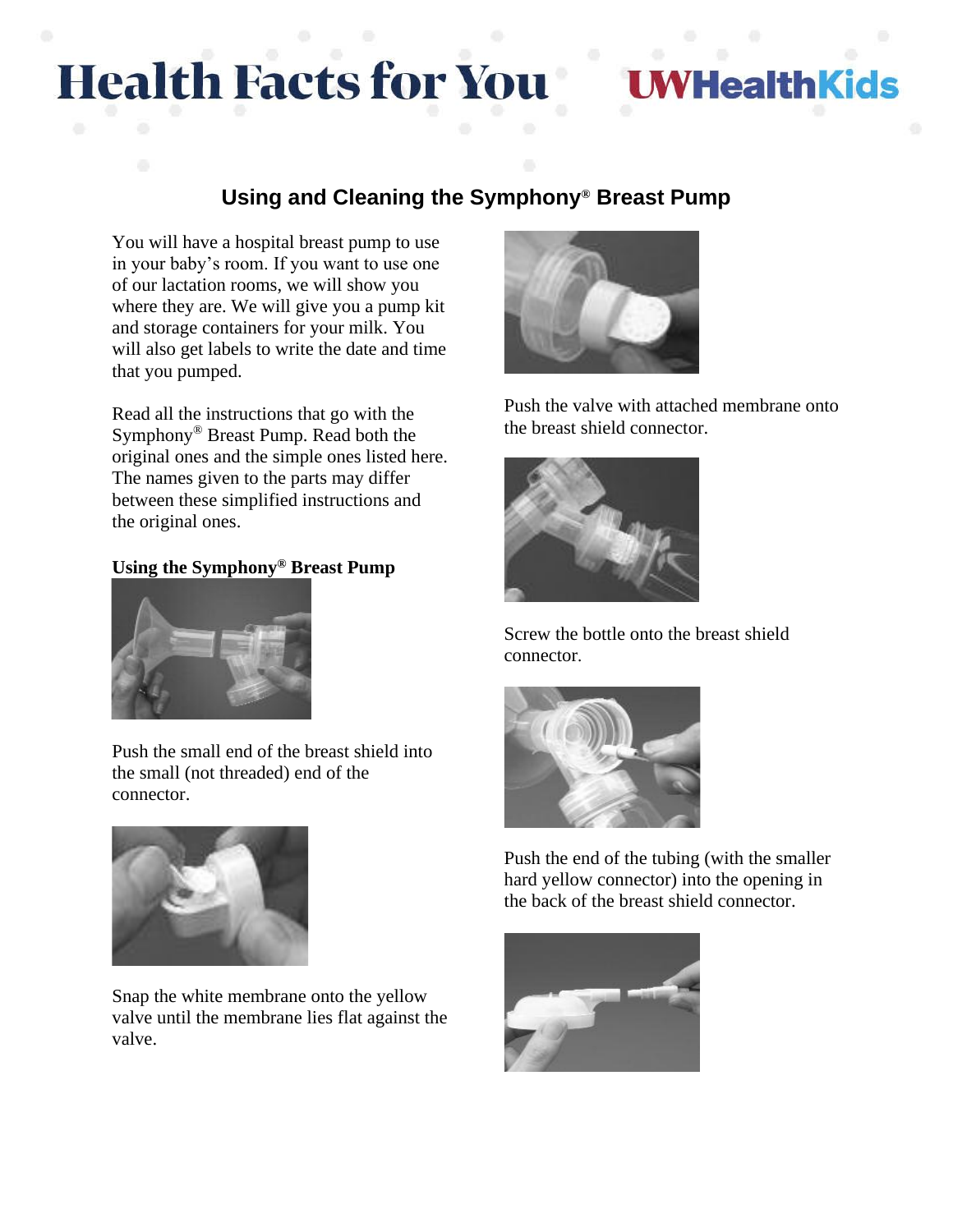# Health Facts for You

## Using and Cleaning the Symphony® Breast Pump

You will have a hospital breast pump to use in your baby's room. If you want to use one of our lactation rooms, we will show you where they are. We will give you a pump kit and storage containers for your milk. You will also get labels to write the date and time that you pumped.

Read all the instructions that go with the Symphony® Breast Pump. Read both the original ones and the simple ones listed here. The names given to the parts may differ between these simplified instructions and the original ones.

### Using the Symphony® Breast Pump

Push the small end of the breast shield into the small (not threaded) end of the connector.

Snap the white membrane onto the yellow valve until the membrane lies flat against the valve.

Push the valve with attached membrane onto the breast shield connector.

Screw the bottle onto the breast shield connector.

Push the end of the tubing (with the smaller hard yellow connector) into the opening in the back of the breast shield connector.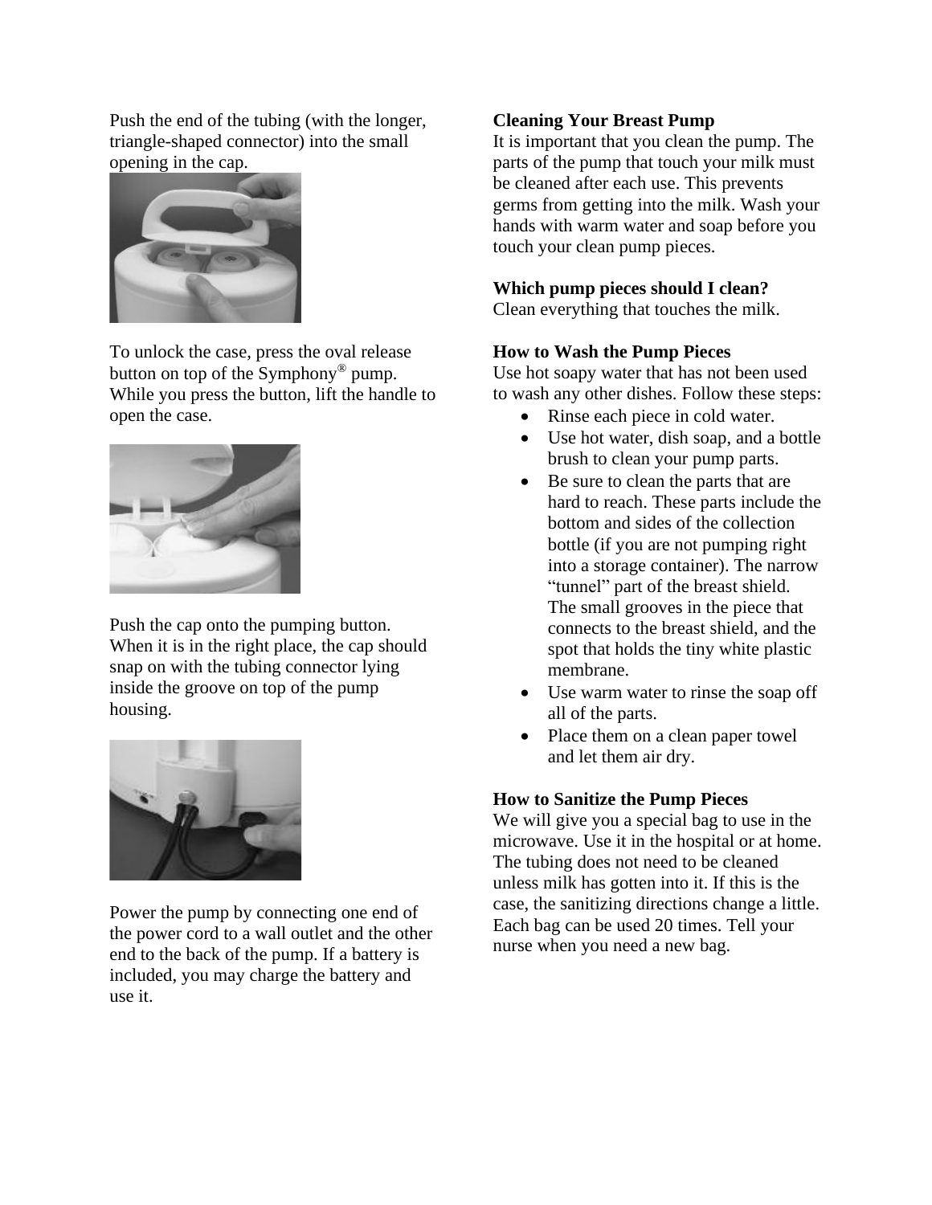Push the end of the tubing (with the longer, triangle-shaped connector) into the small opening in the cap.

To unlock the case, press the oval release button on top of the Symphony® pump. While you press the button, lift the handle to open the case.

Push the cap onto the pumping button. When it is in the right place, the cap should snap on with the tubing connector lying inside the groove on top of the pump housing.

Power the pump by connecting one end of the power cord to a wall outlet and the other end to the back of the pump. If a battery is included, you may charge the battery and use it.

**Cleaning Your Breast Pump**

It is important that you clean the pump. The parts of the pump that touch your milk must be cleaned after each use. This prevents germs from getting into the milk. Wash your hands with warm water and soap before you touch your clean pump pieces.

**Which pump pieces should I clean?**

Clean everything that touches the milk.

**How to Wash the Pump Pieces**

Use hot soapy water that has not been used to wash any other dishes. Follow these steps:

- Rinse each piece in cold water.
- Use hot water, dish soap, and a bottle brush to clean your pump parts.
- Be sure to clean the parts that are hard to reach. These parts include the bottom and sides of the collection bottle (if you are not pumping right into a storage container). The narrow "tunnel" part of the breast shield. The small grooves in the piece that connects to the breast shield, and the spot that holds the tiny white plastic membrane.
- Use warm water to rinse the soap off all of the parts.
- Place them on a clean paper towel and let them air dry.

**How to Sanitize the Pump Pieces**

We will give you a special bag to use in the microwave. Use it in the hospital or at home. The tubing does not need to be cleaned unless milk has gotten into it. If this is the case, the sanitizing directions change a little. Each bag can be used 20 times. Tell your nurse when you need a new bag.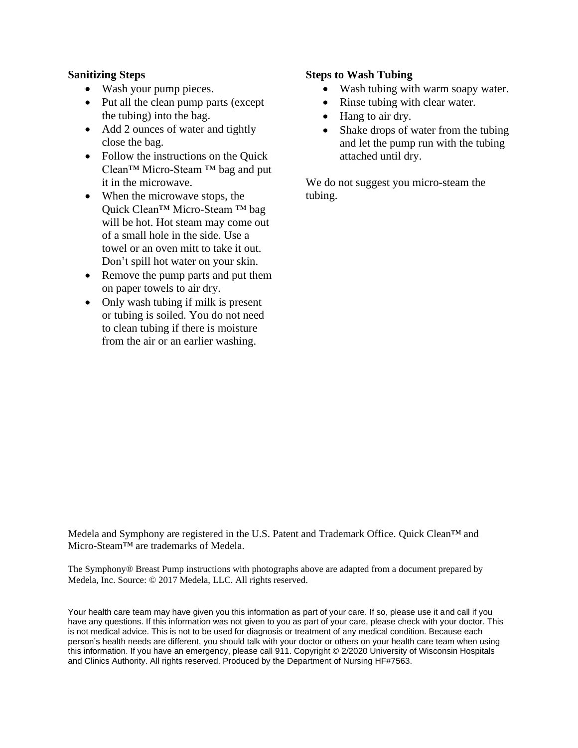**Sanitizing Steps**

- Wash your pump pieces.
- Put all the clean pump parts (except the tubing) into the bag.
- Add 2 ounces of water and tightly close the bag.
- Follow the instructions on the Quick Clean™ Micro-Steam ™ bag and put it in the microwave.
- When the microwave stops, the Quick Clean™ Micro-Steam ™ bag will be hot. Hot steam may come out of a small hole in the side. Use a towel or an oven mitt to take it out. Don't spill hot water on your skin.
- Remove the pump parts and put them on paper towels to air dry.
- Only wash tubing if milk is present or tubing is soiled. You do not need to clean tubing if there is moisture from the air or an earlier washing.

**Steps to Wash Tubing**

- Wash tubing with warm soapy water.
- Rinse tubing with clear water.
- Hang to air dry.
- Shake drops of water from the tubing and let the pump run with the tubing attached until dry.

We do not suggest you micro-steam the tubing.

Medela and Symphony are registered in the U.S. Patent and Trademark Office. Quick Clean™ and Micro-Steam™ are trademarks of Medela.

The Symphony® Breast Pump instructions with photographs above are adapted from a document prepared by Medela, Inc. Source: © 2017 Medela, LLC. All rights reserved.

Your health care team may have given you this information as part of your care. If so, please use it and call if you have any questions. If this information was not given to you as part of your care, please check with your doctor. This is not medical advice. This is not to be used for diagnosis or treatment of any medical condition. Because each person's health needs are different, you should talk with your doctor or others on your health care team when using this information. If you have an emergency, please call 911. Copyright © 2/2020 University of Wisconsin Hospitals and Clinics Authority. All rights reserved. Produced by the Department of Nursing HF#7563.